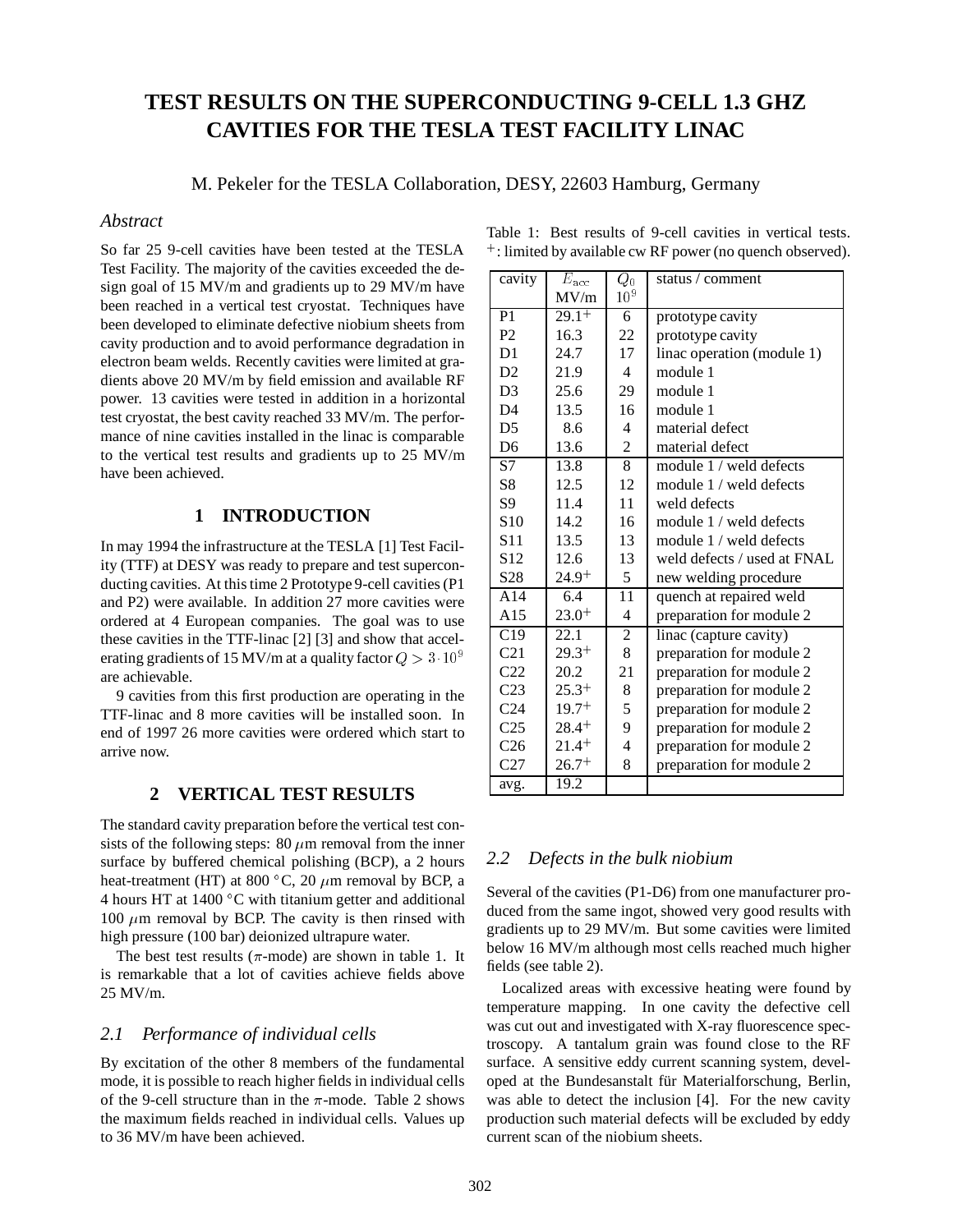# TEST RESULTS ON THE SUPERCONDUCTING 9-CELL 1.3 GHZ CAVITIES FOR THE TESLA TEST FACILITY LINAC

M. Pekeler for the TESLA Collaboration, DESY, 22603 Hamburg, Germany

## Abstract

So far 25 9-cell cavities have been tested at the TESLA Test Facility. The majority of the cavities exceeded the design goal of 15 MV/m and gradients up to 29 MV/m have been reached in a vertical test cryostat. Techniques have been developed to eliminate defective niobium sheets from cavity production and to avoid performance degradation in electron beam welds. Recently cavities were limited at gradients above 20 MV/m by field emission and available RF power. 13 cavities were tested in addition in a horizontal test cryostat, the best cavity reached 33 MV/m. The performance of nine cavities installed in the linac is comparable to the vertical test results and gradients up to 25 MV/m have been achieved.

## 1 INTRODUCTION

In may 1994 the infrastructure at the TESLA [1] Test Facility (TTF) at DESY was ready to prepare and test superconducting cavities. At this time 2 Prototype 9-cell cavities (P1 and P2) were available. In addition 27 more cavities were ordered at 4 European companies. The goal was to use these cavities in the TTF-linac [2] [3] and show that accelerating gradients of 15 MV/m at a quality factor $Q > 3 \cdot 10^9$ are achievable.

9 cavities from this first production are operating in the TTF-linac and 8 more cavities will be installed soon. In end of 1997 26 more cavities were ordered which start to arrive now.

## 2 VERTICAL TEST RESULTS

The standard cavity preparation before the vertical test consists of the following steps: 80 $\mu$m removal from the inner surface by buffered chemical polishing (BCP), a 2 hours heat-treatment (HT) at 800 °C, 20 $\mu$m removal by BCP, a 4 hours HT at 1400 °C with titanium getter and additional 100 $\mu$m removal by BCP. The cavity is then rinsed with high pressure (100 bar) deionized ultrapure water.

The best test results ($\pi$-mode) are shown in table 1. It is remarkable that a lot of cavities achieve fields above 25 MV/m.

Table 1: Best results of 9-cell cavities in vertical tests. $^+$: limited by available cw RF power (no quench observed).

| cavity | $E_{acc}$ MV/m | $Q_0$ $10^9$ | status / comment |
|---|---|---|---|
| P1 | $29.1^+$ | 6 | prototype cavity |
| P2 | 16.3 | 22 | prototype cavity |
| D1 | 24.7 | 17 | linac operation (module 1) |
| D2 | 21.9 | 4 | module 1 |
| D3 | 25.6 | 29 | module 1 |
| D4 | 13.5 | 16 | module 1 |
| D5 | 8.6 | 4 | material defect |
| D6 | 13.6 | 2 | material defect |
| S7 | 13.8 | 8 | module 1 / weld defects |
| S8 | 12.5 | 12 | module 1 / weld defects |
| S9 | 11.4 | 11 | weld defects |
| S10 | 14.2 | 16 | module 1 / weld defects |
| S11 | 13.5 | 13 | module 1 / weld defects |
| S12 | 12.6 | 13 | weld defects / used at FNAL |
| S28 | $24.9^+$ | 5 | new welding procedure |
| A14 | 6.4 | 11 | quench at repaired weld |
| A15 | $23.0^+$ | 4 | preparation for module 2 |
| C19 | 22.1 | 2 | linac (capture cavity) |
| C21 | $29.3^+$ | 8 | preparation for module 2 |
| C22 | 20.2 | 21 | preparation for module 2 |
| C23 | $25.3^+$ | 8 | preparation for module 2 |
| C24 | $19.7^+$ | 5 | preparation for module 2 |
| C25 | $28.4^+$ | 9 | preparation for module 2 |
| C26 | $21.4^+$ | 4 | preparation for module 2 |
| C27 | $26.7^+$ | 8 | preparation for module 2 |
| avg. | 19.2 | | |

### 2.1 Performance of individual cells

By excitation of the other 8 members of the fundamental mode, it is possible to reach higher fields in individual cells of the 9-cell structure than in the $\pi$-mode. Table 2 shows the maximum fields reached in individual cells. Values up to 36 MV/m have been achieved.

### 2.2 Defects in the bulk niobium

Several of the cavities (P1-D6) from one manufacturer produced from the same ingot, showed very good results with gradients up to 29 MV/m. But some cavities were limited below 16 MV/m although most cells reached much higher fields (see table 2).

Localized areas with excessive heating were found by temperature mapping. In one cavity the defective cell was cut out and investigated with X-ray fluorescence spectroscopy. A tantalum grain was found close to the RF surface. A sensitive eddy current scanning system, developed at the Bundesanstalt für Materialforschung, Berlin, was able to detect the inclusion [4]. For the new cavity production such material defects will be excluded by eddy current scan of the niobium sheets.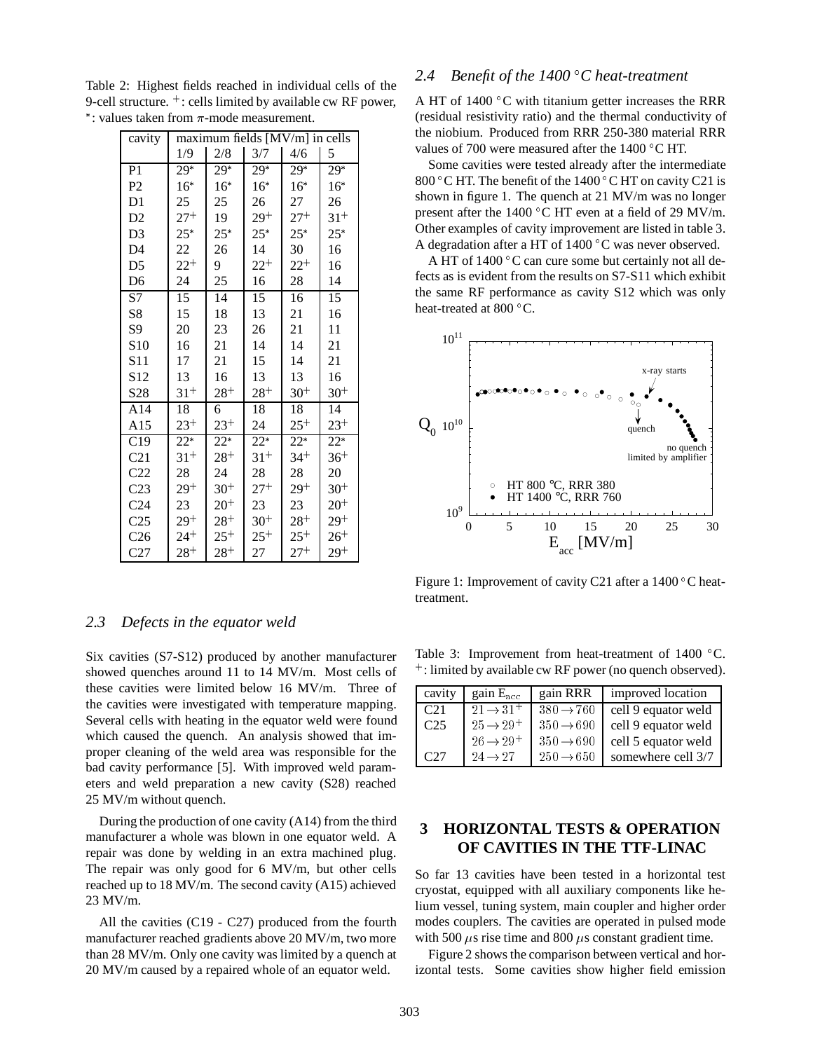Table 2: Highest fields reached in individual cells of the 9-cell structure. $^{+}$: cells limited by available cw RF power, $^{*}$: values taken from $\pi$-mode measurement.

| cavity | maximum fields [MV/m] in cells | | | | |
|---|---|---|---|---|---|
| | 1/9 | 2/8 | 3/7 | 4/6 | 5 |
| P1 | $29^{*}$ | $29^{*}$ | $29^{*}$ | $29^{*}$ | $29^{*}$ |
| P2 | $16^{*}$ | $16^{*}$ | $16^{*}$ | $16^{*}$ | $16^{*}$ |
| D1 | 25 | 25 | 26 | 27 | 26 |
| D2 | $27^{+}$ | 19 | $29^{+}$ | $27^{+}$ | $31^{+}$ |
| D3 | $25^{*}$ | $25^{*}$ | $25^{*}$ | $25^{*}$ | $25^{*}$ |
| D4 | 22 | 26 | 14 | 30 | 16 |
| D5 | $22^{+}$ | 9 | $22^{+}$ | $22^{+}$ | 16 |
| D6 | 24 | 25 | 16 | 28 | 14 |
| S7 | 15 | 14 | 15 | 16 | 15 |
| S8 | 15 | 18 | 13 | 21 | 16 |
| S9 | 20 | 23 | 26 | 21 | 11 |
| S10 | 16 | 21 | 14 | 14 | 21 |
| S11 | 17 | 21 | 15 | 14 | 21 |
| S12 | 13 | 16 | 13 | 13 | 16 |
| S28 | $31^{+}$ | $28^{+}$ | $28^{+}$ | $30^{+}$ | $30^{+}$ |
| A14 | 18 | 6 | 18 | 18 | 14 |
| A15 | $23^{+}$ | $23^{+}$ | 24 | $25^{+}$ | $23^{+}$ |
| C19 | $22^{*}$ | $22^{*}$ | $22^{*}$ | $22^{*}$ | $22^{*}$ |
| C21 | $31^{+}$ | $28^{+}$ | $31^{+}$ | $34^{+}$ | $36^{+}$ |
| C22 | 28 | 24 | 28 | 28 | 20 |
| C23 | $29^{+}$ | $30^{+}$ | $27^{+}$ | $29^{+}$ | $30^{+}$ |
| C24 | 23 | $20^{+}$ | 23 | 23 | $20^{+}$ |
| C25 | $29^{+}$ | $28^{+}$ | $30^{+}$ | $28^{+}$ | $29^{+}$ |
| C26 | $24^{+}$ | $25^{+}$ | $25^{+}$ | $25^{+}$ | $26^{+}$ |
| C27 | $28^{+}$ | $28^{+}$ | 27 | $27^{+}$ | $29^{+}$ |

### 2.3 Defects in the equator weld

Six cavities (S7-S12) produced by another manufacturer showed quenches around 11 to 14 MV/m. Most cells of these cavities were limited below 16 MV/m. Three of the cavities were investigated with temperature mapping. Several cells with heating in the equator weld were found which caused the quench. An analysis showed that improper cleaning of the weld area was responsible for the bad cavity performance [5]. With improved weld parameters and weld preparation a new cavity (S28) reached 25 MV/m without quench.

During the production of one cavity (A14) from the third manufacturer a whole was blown in one equator weld. A repair was done by welding in an extra machined plug. The repair was only good for 6 MV/m, but other cells reached up to 18 MV/m. The second cavity (A15) achieved 23 MV/m.

All the cavities (C19 - C27) produced from the fourth manufacturer reached gradients above 20 MV/m, two more than 28 MV/m. Only one cavity was limited by a quench at 20 MV/m caused by a repaired whole of an equator weld.

### 2.4 Benefit of the 1400 °C heat-treatment

A HT of 1400 °C with titanium getter increases the RRR (residual resistivity ratio) and the thermal conductivity of the niobium. Produced from RRR 250-380 material RRR values of 700 were measured after the 1400 °C HT.

Some cavities were tested already after the intermediate 800 °C HT. The benefit of the 1400 °C HT on cavity C21 is shown in figure 1. The quench at 21 MV/m was no longer present after the 1400 °C HT even at a field of 29 MV/m. Other examples of cavity improvement are listed in table 3. A degradation after a HT of 1400 °C was never observed.

A HT of 1400 °C can cure some but certainly not all defects as is evident from the results on S7-S11 which exhibit the same RF performance as cavity S12 which was only heat-treated at 800 °C.

Figure 1: Improvement of cavity C21 after a 1400 °C heat-treatment.

Table 3: Improvement from heat-treatment of 1400 °C. $^{+}$: limited by available cw RF power (no quench observed).

| cavity | gain $E_{acc}$ | gain RRR | improved location |
|---|---|---|---|
| C21 | $21 \rightarrow 31^{+}$ | $380 \rightarrow 760$ | cell 9 equator weld |
| C25 | $25 \rightarrow 29^{+}$ | $350 \rightarrow 690$ | cell 9 equator weld |
| | $26 \rightarrow 29^{+}$ | $350 \rightarrow 690$ | cell 5 equator weld |
| C27 | $24 \rightarrow 27$ | $250 \rightarrow 650$ | somewhere cell 3/7 |

## 3 HORIZONTAL TESTS & OPERATION OF CAVITIES IN THE TTF-LINAC

So far 13 cavities have been tested in a horizontal test cryostat, equipped with all auxiliary components like helium vessel, tuning system, main coupler and higher order modes couplers. The cavities are operated in pulsed mode with 500 $\mu$s rise time and 800 $\mu$s constant gradient time.

Figure 2 shows the comparison between vertical and horizontal tests. Some cavities show higher field emission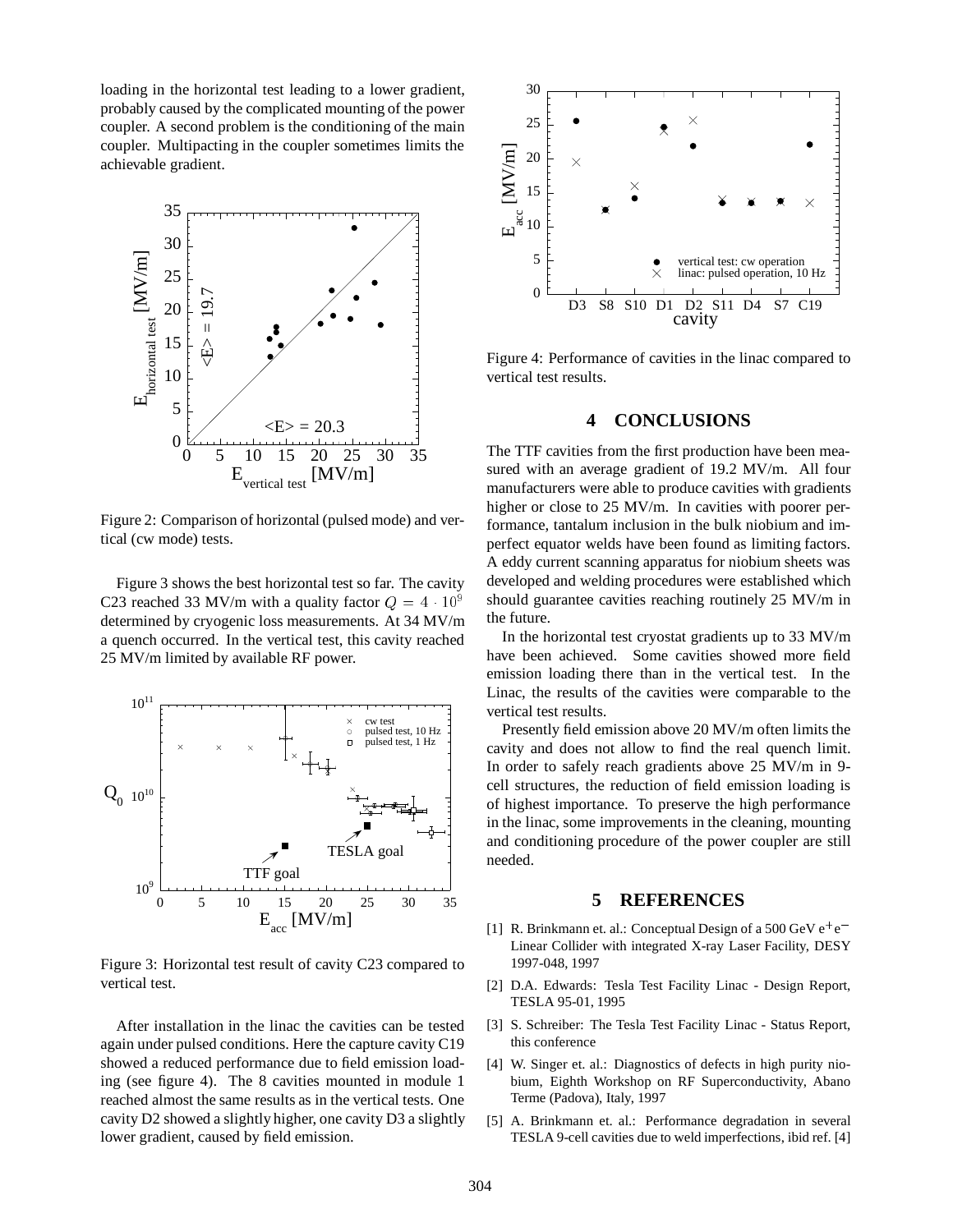loading in the horizontal test leading to a lower gradient, probably caused by the complicated mounting of the power coupler. A second problem is the conditioning of the main coupler. Multipacting in the coupler sometimes limits the achievable gradient.

$E_{\text{horizontal test}}$ [MV/m]

$E_{\text{vertical test}}$ [MV/m]

<E> = 19.7

<E> = 20.3

Figure 2: Comparison of horizontal (pulsed mode) and vertical (cw mode) tests.

Figure 3 shows the best horizontal test so far. The cavity C23 reached 33 MV/m with a quality factor $Q = 4 \cdot 10^9$ determined by cryogenic loss measurements. At 34 MV/m a quench occurred. In the vertical test, this cavity reached 25 MV/m limited by available RF power.

$Q_0$

$E_{acc}$ [MV/m]

cw test

pulsed test, 10 Hz

pulsed test, 1 Hz

TTF goal

TESLA goal

Figure 3: Horizontal test result of cavity C23 compared to vertical test.

After installation in the linac the cavities can be tested again under pulsed conditions. Here the capture cavity C19 showed a reduced performance due to field emission loading (see figure 4). The 8 cavities mounted in module 1 reached almost the same results as in the vertical tests. One cavity D2 showed a slightly higher, one cavity D3 a slightly lower gradient, caused by field emission.

$E_{acc}$ [MV/m]

cavity

D3 S8 S10 D1 D2 S11 D4 S7 C19

vertical test: cw operation

linac: pulsed operation, 10 Hz

Figure 4: Performance of cavities in the linac compared to vertical test results.

## 4 CONCLUSIONS

The TTF cavities from the first production have been measured with an average gradient of 19.2 MV/m. All four manufacturers were able to produce cavities with gradients higher or close to 25 MV/m. In cavities with poorer performance, tantalum inclusion in the bulk niobium and imperfect equator welds have been found as limiting factors. A eddy current scanning apparatus for niobium sheets was developed and welding procedures were established which should guarantee cavities reaching routinely 25 MV/m in the future.

In the horizontal test cryostat gradients up to 33 MV/m have been achieved. Some cavities showed more field emission loading there than in the vertical test. In the Linac, the results of the cavities were comparable to the vertical test results.

Presently field emission above 20 MV/m often limits the cavity and does not allow to find the real quench limit. In order to safely reach gradients above 25 MV/m in 9-cell structures, the reduction of field emission loading is of highest importance. To preserve the high performance in the linac, some improvements in the cleaning, mounting and conditioning procedure of the power coupler are still needed.

## 5 REFERENCES

[1] R. Brinkmann et. al.: Conceptual Design of a 500 GeV $e^+e^-$ Linear Collider with integrated X-ray Laser Facility, DESY 1997-048, 1997

[2] D.A. Edwards: Tesla Test Facility Linac - Design Report, TESLA 95-01, 1995

[3] S. Schreiber: The Tesla Test Facility Linac - Status Report, this conference

[4] W. Singer et. al.: Diagnostics of defects in high purity niobium, Eighth Workshop on RF Superconductivity, Abano Terme (Padova), Italy, 1997

[5] A. Brinkmann et. al.: Performance degradation in several TESLA 9-cell cavities due to weld imperfections, ibid ref. [4]